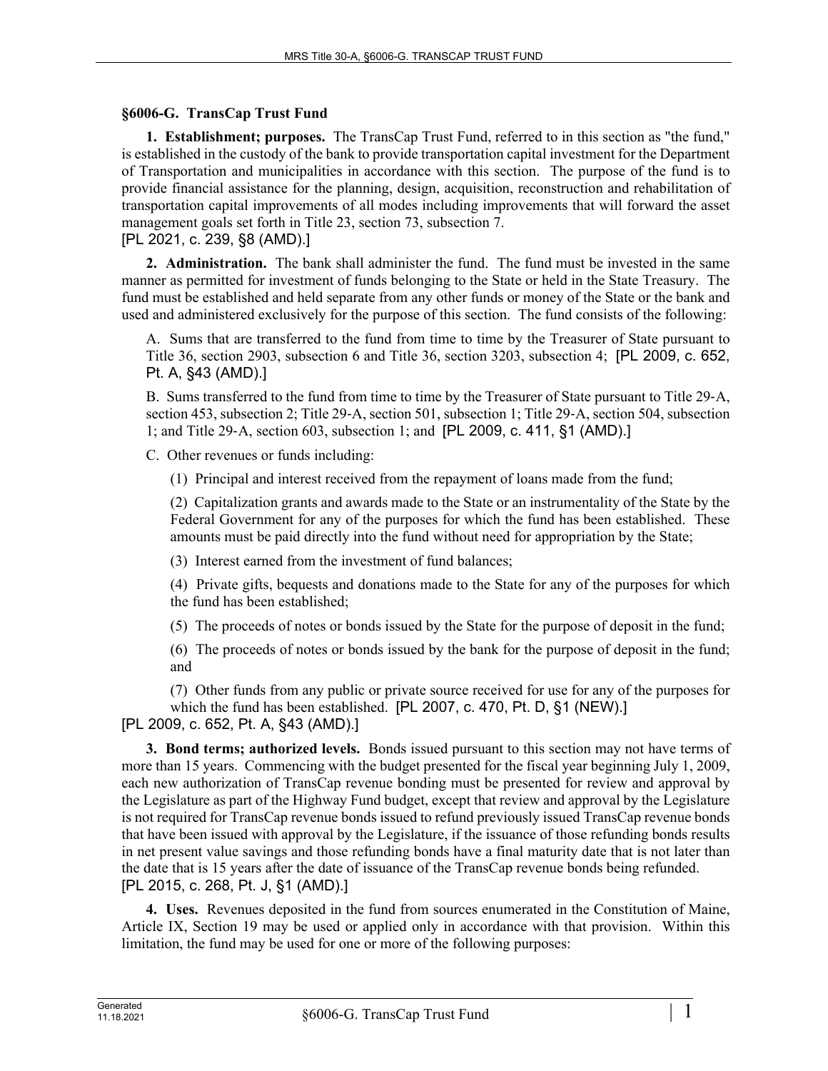## §6006-G. TransCap Trust Fund

**1. Establishment; purposes.** The TransCap Trust Fund, referred to in this section as "the fund," is established in the custody of the bank to provide transportation capital investment for the Department of Transportation and municipalities in accordance with this section. The purpose of the fund is to provide financial assistance for the planning, design, acquisition, reconstruction and rehabilitation of transportation capital improvements of all modes including improvements that will forward the asset management goals set forth in Title 23, section 73, subsection 7.
[PL 2021, c. 239, §8 (AMD).]

**2. Administration.** The bank shall administer the fund. The fund must be invested in the same manner as permitted for investment of funds belonging to the State or held in the State Treasury. The fund must be established and held separate from any other funds or money of the State or the bank and used and administered exclusively for the purpose of this section. The fund consists of the following:

A. Sums that are transferred to the fund from time to time by the Treasurer of State pursuant to Title 36, section 2903, subsection 6 and Title 36, section 3203, subsection 4; [PL 2009, c. 652, Pt. A, §43 (AMD).]

B. Sums transferred to the fund from time to time by the Treasurer of State pursuant to Title 29-A, section 453, subsection 2; Title 29-A, section 501, subsection 1; Title 29-A, section 504, subsection 1; and Title 29-A, section 603, subsection 1; and [PL 2009, c. 411, §1 (AMD).]

C. Other revenues or funds including:

(1) Principal and interest received from the repayment of loans made from the fund;

(2) Capitalization grants and awards made to the State or an instrumentality of the State by the Federal Government for any of the purposes for which the fund has been established. These amounts must be paid directly into the fund without need for appropriation by the State;

(3) Interest earned from the investment of fund balances;

(4) Private gifts, bequests and donations made to the State for any of the purposes for which the fund has been established;

(5) The proceeds of notes or bonds issued by the State for the purpose of deposit in the fund;

(6) The proceeds of notes or bonds issued by the bank for the purpose of deposit in the fund; and

(7) Other funds from any public or private source received for use for any of the purposes for which the fund has been established. [PL 2007, c. 470, Pt. D, §1 (NEW).]

[PL 2009, c. 652, Pt. A, §43 (AMD).]

**3. Bond terms; authorized levels.** Bonds issued pursuant to this section may not have terms of more than 15 years. Commencing with the budget presented for the fiscal year beginning July 1, 2009, each new authorization of TransCap revenue bonding must be presented for review and approval by the Legislature as part of the Highway Fund budget, except that review and approval by the Legislature is not required for TransCap revenue bonds issued to refund previously issued TransCap revenue bonds that have been issued with approval by the Legislature, if the issuance of those refunding bonds results in net present value savings and those refunding bonds have a final maturity date that is not later than the date that is 15 years after the date of issuance of the TransCap revenue bonds being refunded.
[PL 2015, c. 268, Pt. J, §1 (AMD).]

**4. Uses.** Revenues deposited in the fund from sources enumerated in the Constitution of Maine, Article IX, Section 19 may be used or applied only in accordance with that provision. Within this limitation, the fund may be used for one or more of the following purposes: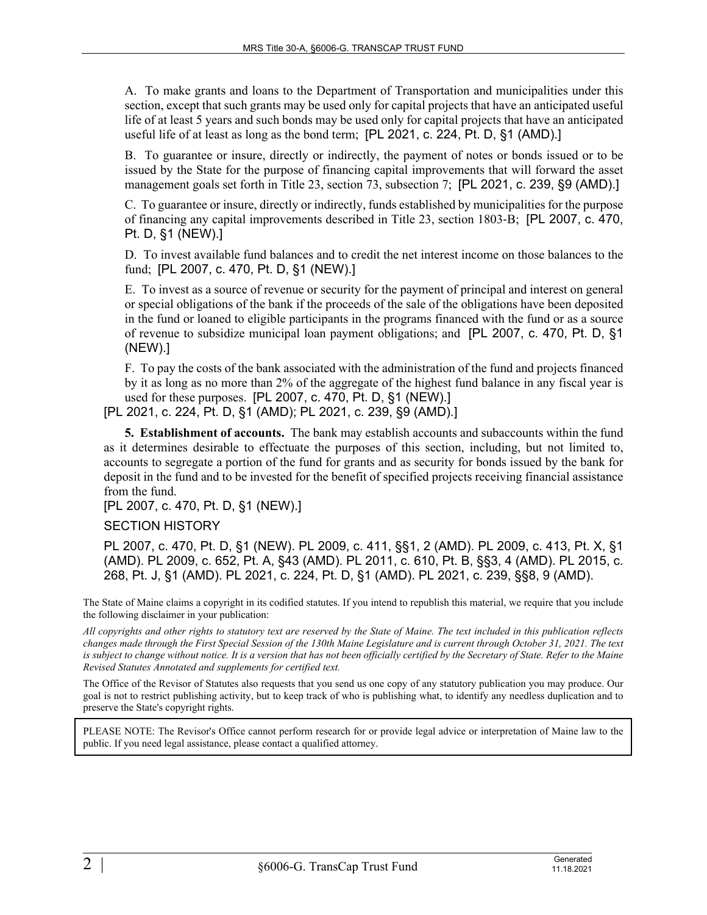A. To make grants and loans to the Department of Transportation and municipalities under this section, except that such grants may be used only for capital projects that have an anticipated useful life of at least 5 years and such bonds may be used only for capital projects that have an anticipated useful life of at least as long as the bond term; [PL 2021, c. 224, Pt. D, §1 (AMD).]

B. To guarantee or insure, directly or indirectly, the payment of notes or bonds issued or to be issued by the State for the purpose of financing capital improvements that will forward the asset management goals set forth in Title 23, section 73, subsection 7; [PL 2021, c. 239, §9 (AMD).]

C. To guarantee or insure, directly or indirectly, funds established by municipalities for the purpose of financing any capital improvements described in Title 23, section 1803-B; [PL 2007, c. 470, Pt. D, §1 (NEW).]

D. To invest available fund balances and to credit the net interest income on those balances to the fund; [PL 2007, c. 470, Pt. D, §1 (NEW).]

E. To invest as a source of revenue or security for the payment of principal and interest on general or special obligations of the bank if the proceeds of the sale of the obligations have been deposited in the fund or loaned to eligible participants in the programs financed with the fund or as a source of revenue to subsidize municipal loan payment obligations; and [PL 2007, c. 470, Pt. D, §1 (NEW).]

F. To pay the costs of the bank associated with the administration of the fund and projects financed by it as long as no more than 2% of the aggregate of the highest fund balance in any fiscal year is used for these purposes. [PL 2007, c. 470, Pt. D, §1 (NEW).]

[PL 2021, c. 224, Pt. D, §1 (AMD); PL 2021, c. 239, §9 (AMD).]

**5. Establishment of accounts.** The bank may establish accounts and subaccounts within the fund as it determines desirable to effectuate the purposes of this section, including, but not limited to, accounts to segregate a portion of the fund for grants and as security for bonds issued by the bank for deposit in the fund and to be invested for the benefit of specified projects receiving financial assistance from the fund.

[PL 2007, c. 470, Pt. D, §1 (NEW).]

SECTION HISTORY

PL 2007, c. 470, Pt. D, §1 (NEW). PL 2009, c. 411, §§1, 2 (AMD). PL 2009, c. 413, Pt. X, §1 (AMD). PL 2009, c. 652, Pt. A, §43 (AMD). PL 2011, c. 610, Pt. B, §§3, 4 (AMD). PL 2015, c. 268, Pt. J, §1 (AMD). PL 2021, c. 224, Pt. D, §1 (AMD). PL 2021, c. 239, §§8, 9 (AMD).

The State of Maine claims a copyright in its codified statutes. If you intend to republish this material, we require that you include the following disclaimer in your publication:

*All copyrights and other rights to statutory text are reserved by the State of Maine. The text included in this publication reflects changes made through the First Special Session of the 130th Maine Legislature and is current through October 31, 2021. The text is subject to change without notice. It is a version that has not been officially certified by the Secretary of State. Refer to the Maine Revised Statutes Annotated and supplements for certified text.*

The Office of the Revisor of Statutes also requests that you send us one copy of any statutory publication you may produce. Our goal is not to restrict publishing activity, but to keep track of who is publishing what, to identify any needless duplication and to preserve the State's copyright rights.

PLEASE NOTE: The Revisor's Office cannot perform research for or provide legal advice or interpretation of Maine law to the public. If you need legal assistance, please contact a qualified attorney.